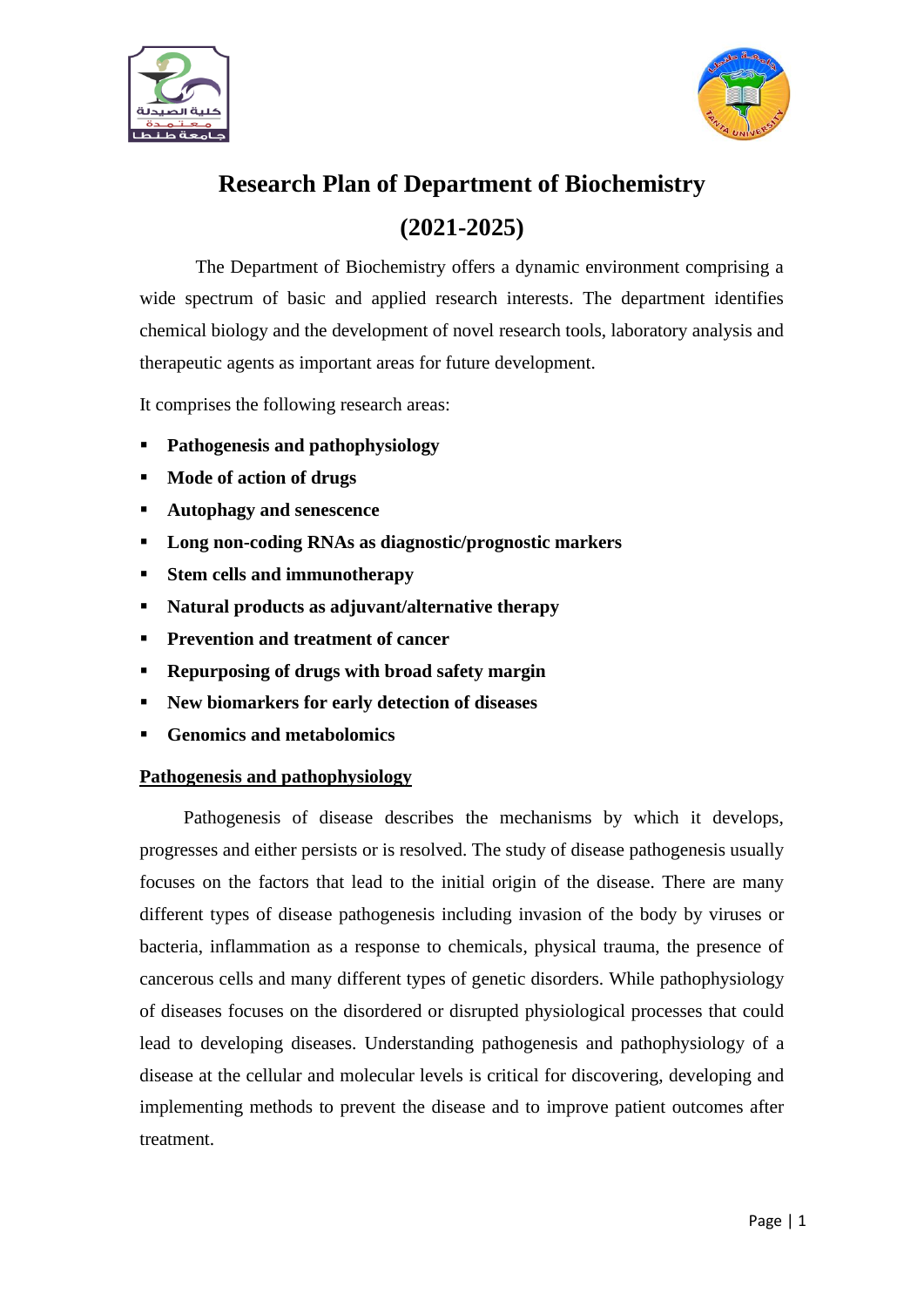# Research Plan of Department of Biochemistry

# (2021-2025)

The Department of Biochemistry offers a dynamic environment comprising a wide spectrum of basic and applied research interests. The department identifies chemical biology and the development of novel research tools, laboratory analysis and therapeutic agents as important areas for future development.

It comprises the following research areas:

- **Pathogenesis and pathophysiology**
- **Mode of action of drugs**
- **Autophagy and senescence**
- **Long non-coding RNAs as diagnostic/prognostic markers**
- **Stem cells and immunotherapy**
- **Natural products as adjuvant/alternative therapy**
- **Prevention and treatment of cancer**
- **Repurposing of drugs with broad safety margin**
- **New biomarkers for early detection of diseases**
- **Genomics and metabolomics**

## Pathogenesis and pathophysiology

Pathogenesis of disease describes the mechanisms by which it develops, progresses and either persists or is resolved. The study of disease pathogenesis usually focuses on the factors that lead to the initial origin of the disease. There are many different types of disease pathogenesis including invasion of the body by viruses or bacteria, inflammation as a response to chemicals, physical trauma, the presence of cancerous cells and many different types of genetic disorders. While pathophysiology of diseases focuses on the disordered or disrupted physiological processes that could lead to developing diseases. Understanding pathogenesis and pathophysiology of a disease at the cellular and molecular levels is critical for discovering, developing and implementing methods to prevent the disease and to improve patient outcomes after treatment.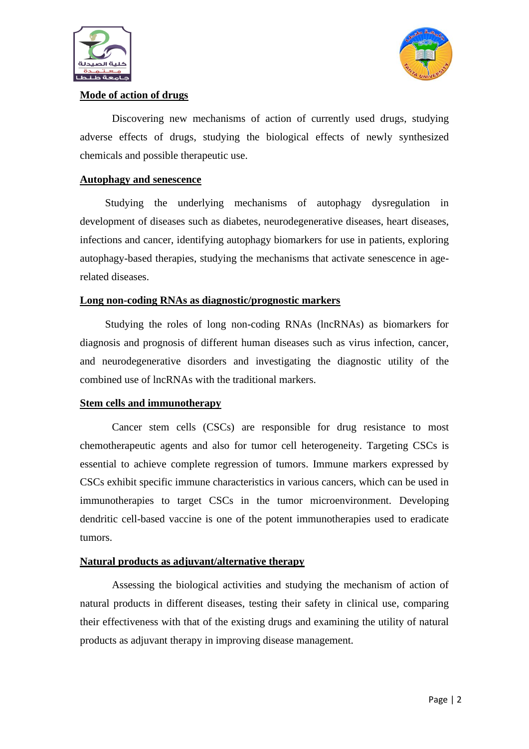**Mode of action of drugs**

Discovering new mechanisms of action of currently used drugs, studying adverse effects of drugs, studying the biological effects of newly synthesized chemicals and possible therapeutic use.

**Autophagy and senescence**

Studying the underlying mechanisms of autophagy dysregulation in development of diseases such as diabetes, neurodegenerative diseases, heart diseases, infections and cancer, identifying autophagy biomarkers for use in patients, exploring autophagy-based therapies, studying the mechanisms that activate senescence in age-related diseases.

**Long non-coding RNAs as diagnostic/prognostic markers**

Studying the roles of long non-coding RNAs (lncRNAs) as biomarkers for diagnosis and prognosis of different human diseases such as virus infection, cancer, and neurodegenerative disorders and investigating the diagnostic utility of the combined use of lncRNAs with the traditional markers.

**Stem cells and immunotherapy**

Cancer stem cells (CSCs) are responsible for drug resistance to most chemotherapeutic agents and also for tumor cell heterogeneity. Targeting CSCs is essential to achieve complete regression of tumors. Immune markers expressed by CSCs exhibit specific immune characteristics in various cancers, which can be used in immunotherapies to target CSCs in the tumor microenvironment. Developing dendritic cell-based vaccine is one of the potent immunotherapies used to eradicate tumors.

**Natural products as adjuvant/alternative therapy**

Assessing the biological activities and studying the mechanism of action of natural products in different diseases, testing their safety in clinical use, comparing their effectiveness with that of the existing drugs and examining the utility of natural products as adjuvant therapy in improving disease management.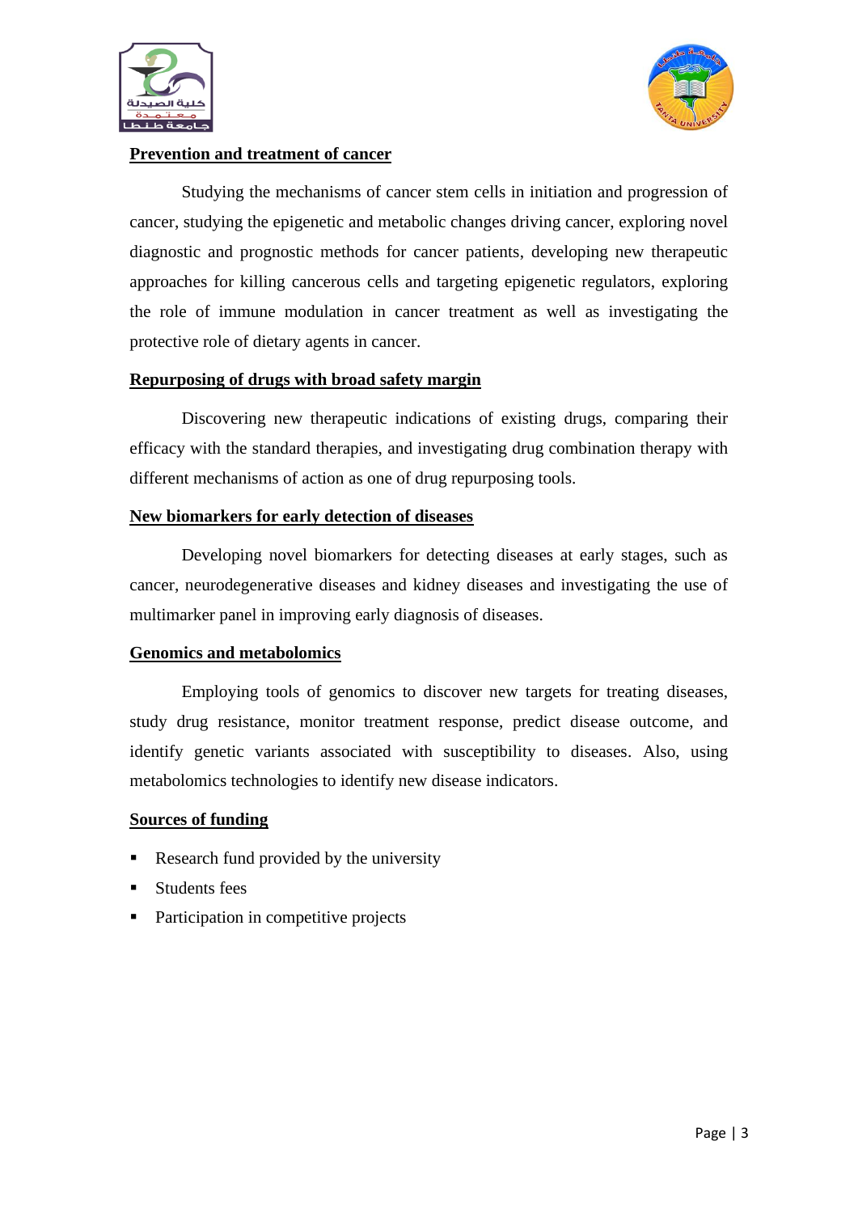## Prevention and treatment of cancer

Studying the mechanisms of cancer stem cells in initiation and progression of cancer, studying the epigenetic and metabolic changes driving cancer, exploring novel diagnostic and prognostic methods for cancer patients, developing new therapeutic approaches for killing cancerous cells and targeting epigenetic regulators, exploring the role of immune modulation in cancer treatment as well as investigating the protective role of dietary agents in cancer.

## Repurposing of drugs with broad safety margin

Discovering new therapeutic indications of existing drugs, comparing their efficacy with the standard therapies, and investigating drug combination therapy with different mechanisms of action as one of drug repurposing tools.

## New biomarkers for early detection of diseases

Developing novel biomarkers for detecting diseases at early stages, such as cancer, neurodegenerative diseases and kidney diseases and investigating the use of multimarker panel in improving early diagnosis of diseases.

## Genomics and metabolomics

Employing tools of genomics to discover new targets for treating diseases, study drug resistance, monitor treatment response, predict disease outcome, and identify genetic variants associated with susceptibility to diseases. Also, using metabolomics technologies to identify new disease indicators.

## Sources of funding

- Research fund provided by the university
- Students fees
- Participation in competitive projects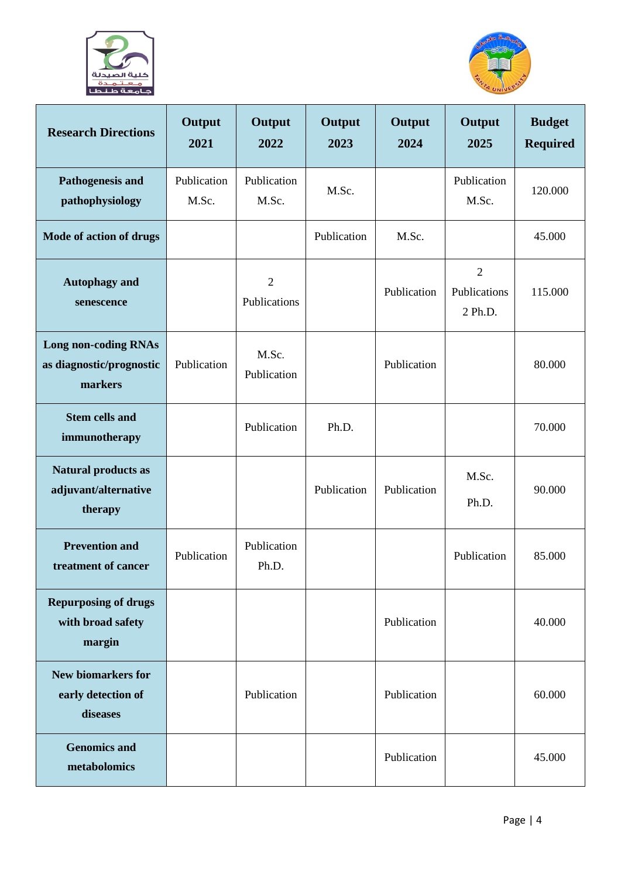| Research Directions | Output 2021 | Output 2022 | Output 2023 | Output 2024 | Output 2025 | Budget Required |
|---|---|---|---|---|---|---|
| **Pathogenesis and pathophysiology** | Publication M.Sc. | Publication M.Sc. | M.Sc. | | Publication M.Sc. | 120.000 |
| **Mode of action of drugs** | | | Publication | M.Sc. | | 45.000 |
| **Autophagy and senescence** | | 2 Publications | | Publication | 2 Publications 2 Ph.D. | 115.000 |
| **Long non-coding RNAs as diagnostic/prognostic markers** | Publication | M.Sc. Publication | | Publication | | 80.000 |
| **Stem cells and immunotherapy** | | Publication | Ph.D. | | | 70.000 |
| **Natural products as adjuvant/alternative therapy** | | | Publication | Publication | M.Sc. Ph.D. | 90.000 |
| **Prevention and treatment of cancer** | Publication | Publication Ph.D. | | | Publication | 85.000 |
| **Repurposing of drugs with broad safety margin** | | | | Publication | | 40.000 |
| **New biomarkers for early detection of diseases** | | Publication | | Publication | | 60.000 |
| **Genomics and metabolomics** | | | | Publication | | 45.000 |